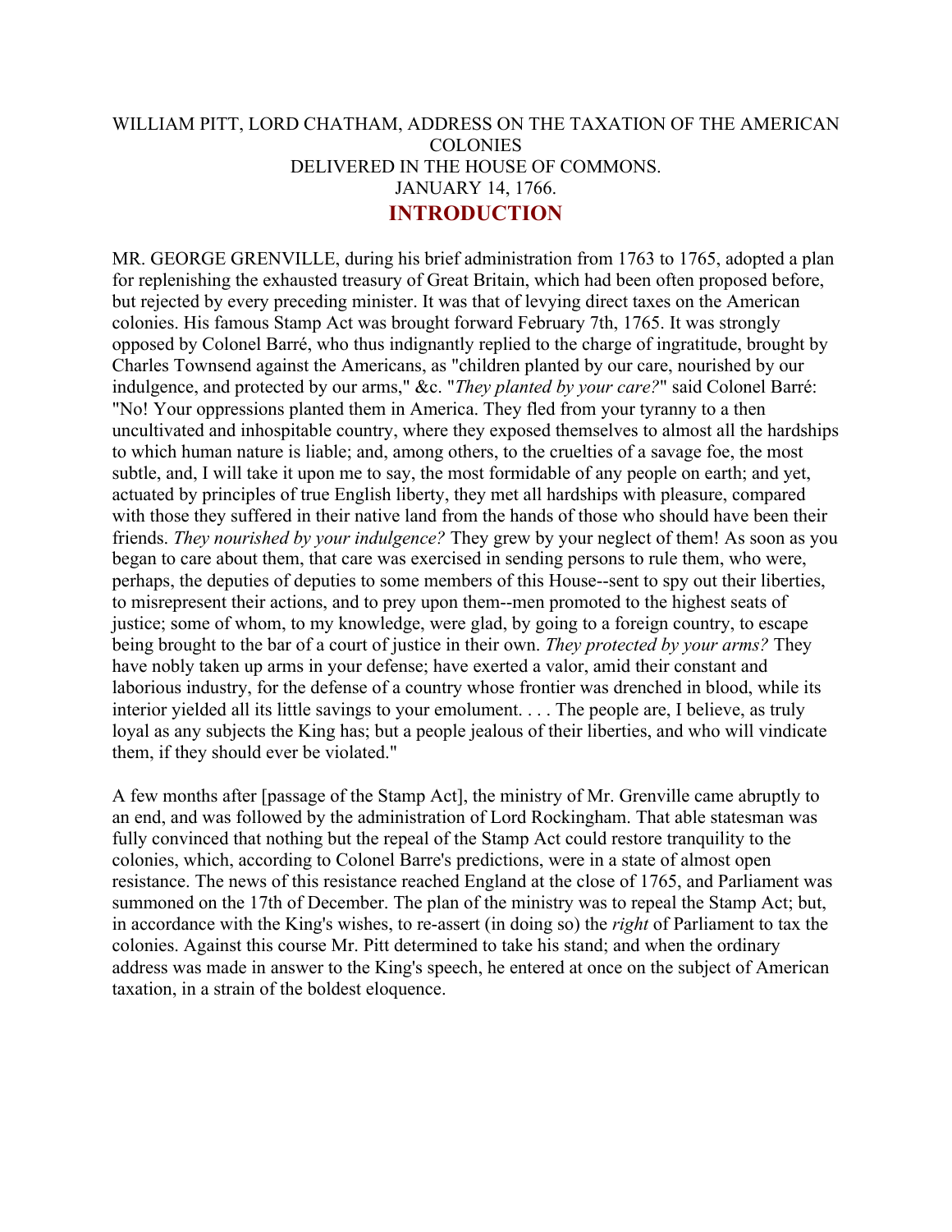# WILLIAM PITT, LORD CHATHAM, ADDRESS ON THE TAXATION OF THE AMERICAN COLONIES
## DELIVERED IN THE HOUSE OF COMMONS.
## JANUARY 14, 1766.

## INTRODUCTION

MR. GEORGE GRENVILLE, during his brief administration from 1763 to 1765, adopted a plan for replenishing the exhausted treasury of Great Britain, which had been often proposed before, but rejected by every preceding minister. It was that of levying direct taxes on the American colonies. His famous Stamp Act was brought forward February 7th, 1765. It was strongly opposed by Colonel Barré, who thus indignantly replied to the charge of ingratitude, brought by Charles Townsend against the Americans, as "children planted by our care, nourished by our indulgence, and protected by our arms," &c. "*They planted by your care?*" said Colonel Barré: "No! Your oppressions planted them in America. They fled from your tyranny to a then uncultivated and inhospitable country, where they exposed themselves to almost all the hardships to which human nature is liable; and, among others, to the cruelties of a savage foe, the most subtle, and, I will take it upon me to say, the most formidable of any people on earth; and yet, actuated by principles of true English liberty, they met all hardships with pleasure, compared with those they suffered in their native land from the hands of those who should have been their friends. *They nourished by your indulgence?* They grew by your neglect of them! As soon as you began to care about them, that care was exercised in sending persons to rule them, who were, perhaps, the deputies of deputies to some members of this House--sent to spy out their liberties, to misrepresent their actions, and to prey upon them--men promoted to the highest seats of justice; some of whom, to my knowledge, were glad, by going to a foreign country, to escape being brought to the bar of a court of justice in their own. *They protected by your arms?* They have nobly taken up arms in your defense; have exerted a valor, amid their constant and laborious industry, for the defense of a country whose frontier was drenched in blood, while its interior yielded all its little savings to your emolument. . . . The people are, I believe, as truly loyal as any subjects the King has; but a people jealous of their liberties, and who will vindicate them, if they should ever be violated."

A few months after [passage of the Stamp Act], the ministry of Mr. Grenville came abruptly to an end, and was followed by the administration of Lord Rockingham. That able statesman was fully convinced that nothing but the repeal of the Stamp Act could restore tranquility to the colonies, which, according to Colonel Barre's predictions, were in a state of almost open resistance. The news of this resistance reached England at the close of 1765, and Parliament was summoned on the 17th of December. The plan of the ministry was to repeal the Stamp Act; but, in accordance with the King's wishes, to re-assert (in doing so) the *right* of Parliament to tax the colonies. Against this course Mr. Pitt determined to take his stand; and when the ordinary address was made in answer to the King's speech, he entered at once on the subject of American taxation, in a strain of the boldest eloquence.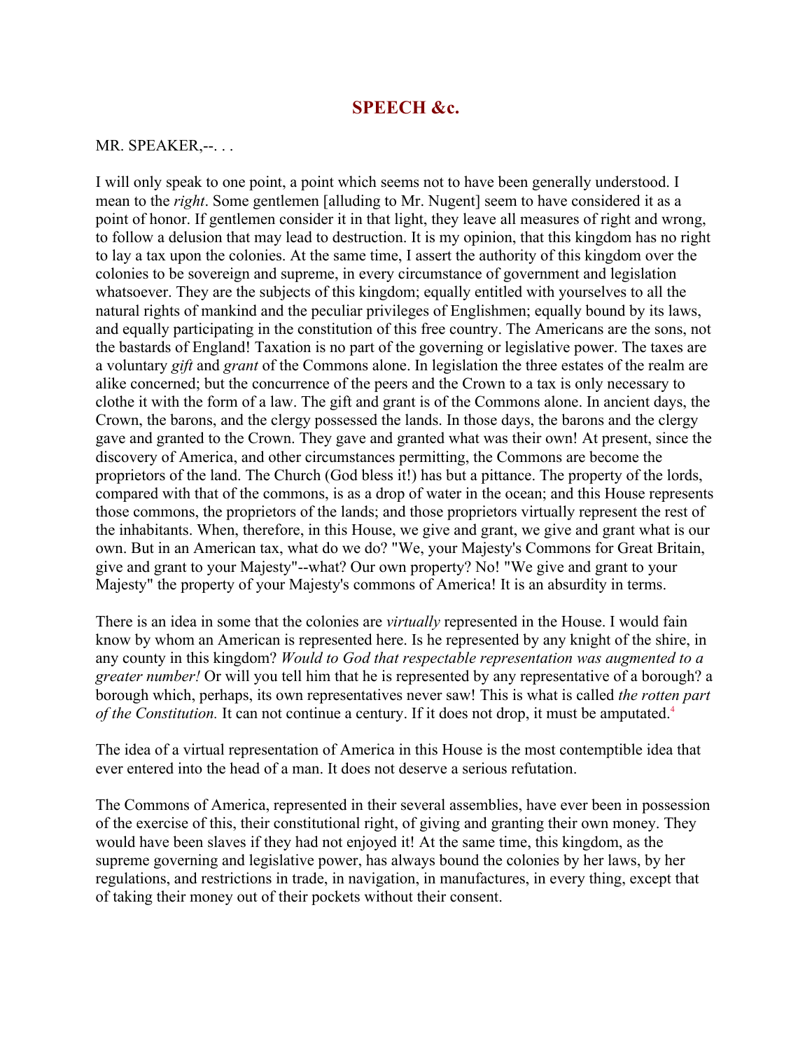## SPEECH &c.

MR. SPEAKER,--. . .

I will only speak to one point, a point which seems not to have been generally understood. I mean to the *right*. Some gentlemen [alluding to Mr. Nugent] seem to have considered it as a point of honor. If gentlemen consider it in that light, they leave all measures of right and wrong, to follow a delusion that may lead to destruction. It is my opinion, that this kingdom has no right to lay a tax upon the colonies. At the same time, I assert the authority of this kingdom over the colonies to be sovereign and supreme, in every circumstance of government and legislation whatsoever. They are the subjects of this kingdom; equally entitled with yourselves to all the natural rights of mankind and the peculiar privileges of Englishmen; equally bound by its laws, and equally participating in the constitution of this free country. The Americans are the sons, not the bastards of England! Taxation is no part of the governing or legislative power. The taxes are a voluntary *gift* and *grant* of the Commons alone. In legislation the three estates of the realm are alike concerned; but the concurrence of the peers and the Crown to a tax is only necessary to clothe it with the form of a law. The gift and grant is of the Commons alone. In ancient days, the Crown, the barons, and the clergy possessed the lands. In those days, the barons and the clergy gave and granted to the Crown. They gave and granted what was their own! At present, since the discovery of America, and other circumstances permitting, the Commons are become the proprietors of the land. The Church (God bless it!) has but a pittance. The property of the lords, compared with that of the commons, is as a drop of water in the ocean; and this House represents those commons, the proprietors of the lands; and those proprietors virtually represent the rest of the inhabitants. When, therefore, in this House, we give and grant, we give and grant what is our own. But in an American tax, what do we do? "We, your Majesty's Commons for Great Britain, give and grant to your Majesty"--what? Our own property? No! "We give and grant to your Majesty" the property of your Majesty's commons of America! It is an absurdity in terms.

There is an idea in some that the colonies are *virtually* represented in the House. I would fain know by whom an American is represented here. Is he represented by any knight of the shire, in any county in this kingdom? *Would to God that respectable representation was augmented to a greater number!* Or will you tell him that he is represented by any representative of a borough? a borough which, perhaps, its own representatives never saw! This is what is called *the rotten part of the Constitution.* It can not continue a century. If it does not drop, it must be amputated.[4]

The idea of a virtual representation of America in this House is the most contemptible idea that ever entered into the head of a man. It does not deserve a serious refutation.

The Commons of America, represented in their several assemblies, have ever been in possession of the exercise of this, their constitutional right, of giving and granting their own money. They would have been slaves if they had not enjoyed it! At the same time, this kingdom, as the supreme governing and legislative power, has always bound the colonies by her laws, by her regulations, and restrictions in trade, in navigation, in manufactures, in every thing, except that of taking their money out of their pockets without their consent.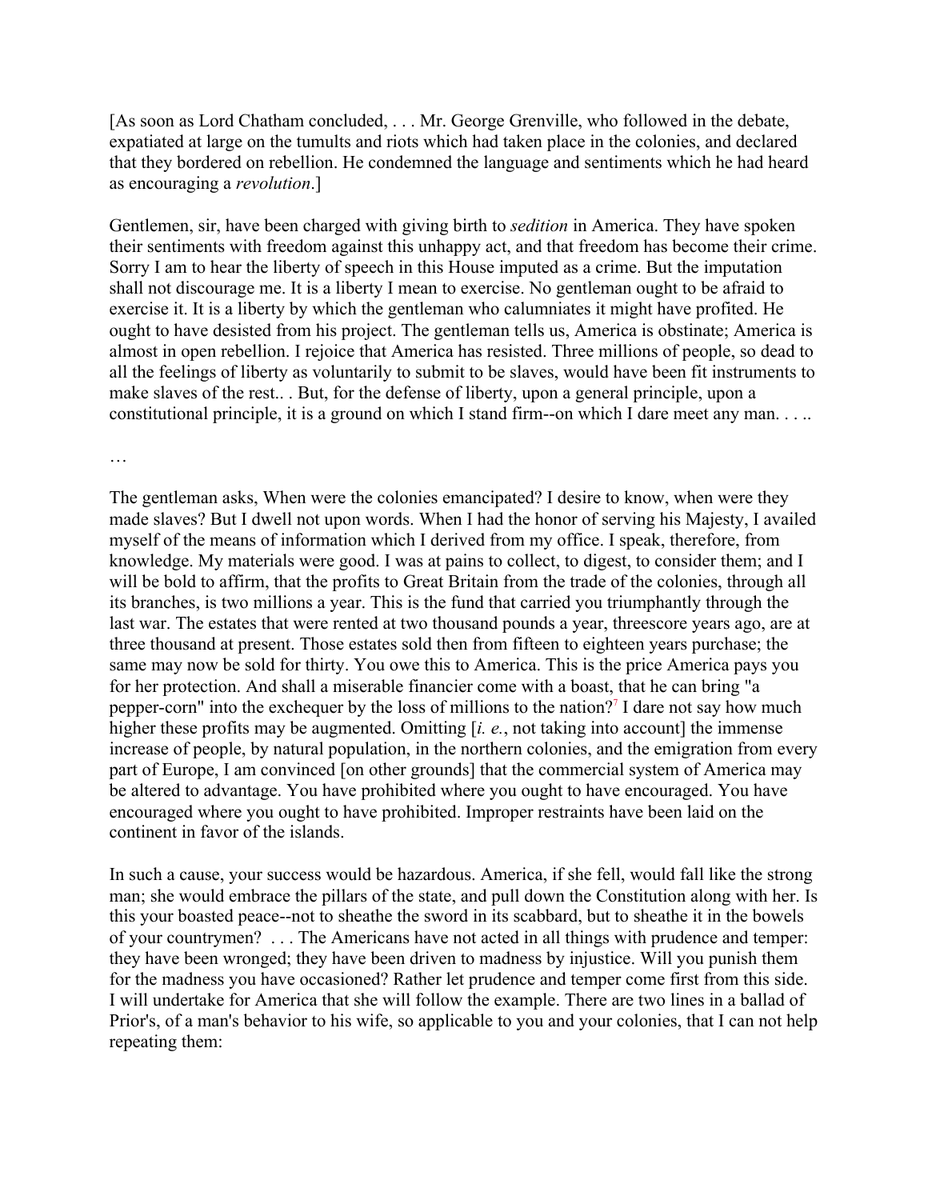[As soon as Lord Chatham concluded, . . . Mr. George Grenville, who followed in the debate, expatiated at large on the tumults and riots which had taken place in the colonies, and declared that they bordered on rebellion. He condemned the language and sentiments which he had heard as encouraging a *revolution*.]

Gentlemen, sir, have been charged with giving birth to *sedition* in America. They have spoken their sentiments with freedom against this unhappy act, and that freedom has become their crime. Sorry I am to hear the liberty of speech in this House imputed as a crime. But the imputation shall not discourage me. It is a liberty I mean to exercise. No gentleman ought to be afraid to exercise it. It is a liberty by which the gentleman who calumniates it might have profited. He ought to have desisted from his project. The gentleman tells us, America is obstinate; America is almost in open rebellion. I rejoice that America has resisted. Three millions of people, so dead to all the feelings of liberty as voluntarily to submit to be slaves, would have been fit instruments to make slaves of the rest.. . But, for the defense of liberty, upon a general principle, upon a constitutional principle, it is a ground on which I stand firm--on which I dare meet any man. . . ..

…

The gentleman asks, When were the colonies emancipated? I desire to know, when were they made slaves? But I dwell not upon words. When I had the honor of serving his Majesty, I availed myself of the means of information which I derived from my office. I speak, therefore, from knowledge. My materials were good. I was at pains to collect, to digest, to consider them; and I will be bold to affirm, that the profits to Great Britain from the trade of the colonies, through all its branches, is two millions a year. This is the fund that carried you triumphantly through the last war. The estates that were rented at two thousand pounds a year, threescore years ago, are at three thousand at present. Those estates sold then from fifteen to eighteen years purchase; the same may now be sold for thirty. You owe this to America. This is the price America pays you for her protection. And shall a miserable financier come with a boast, that he can bring "a pepper-corn" into the exchequer by the loss of millions to the nation?[7] I dare not say how much higher these profits may be augmented. Omitting [*i. e.*, not taking into account] the immense increase of people, by natural population, in the northern colonies, and the emigration from every part of Europe, I am convinced [on other grounds] that the commercial system of America may be altered to advantage. You have prohibited where you ought to have encouraged. You have encouraged where you ought to have prohibited. Improper restraints have been laid on the continent in favor of the islands.

In such a cause, your success would be hazardous. America, if she fell, would fall like the strong man; she would embrace the pillars of the state, and pull down the Constitution along with her. Is this your boasted peace--not to sheathe the sword in its scabbard, but to sheathe it in the bowels of your countrymen? . . . The Americans have not acted in all things with prudence and temper: they have been wronged; they have been driven to madness by injustice. Will you punish them for the madness you have occasioned? Rather let prudence and temper come first from this side. I will undertake for America that she will follow the example. There are two lines in a ballad of Prior's, of a man's behavior to his wife, so applicable to you and your colonies, that I can not help repeating them: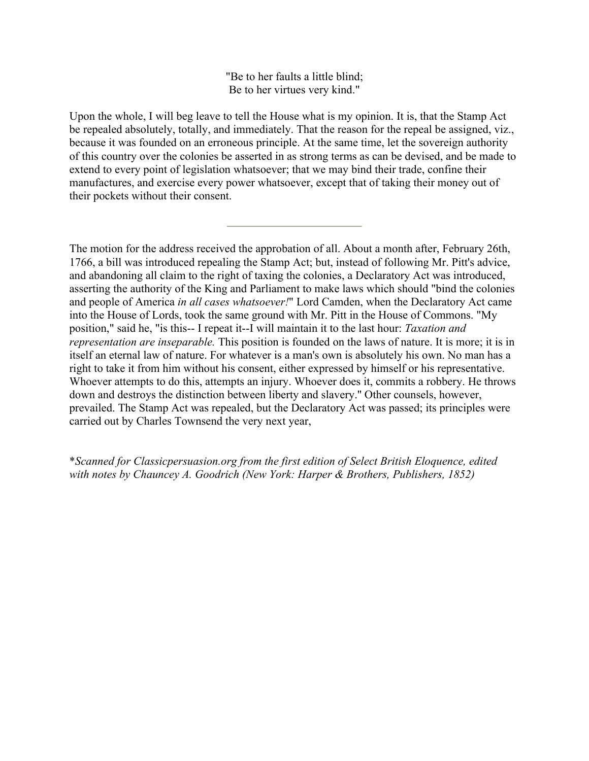"Be to her faults a little blind;  
Be to her virtues very kind."

Upon the whole, I will beg leave to tell the House what is my opinion. It is, that the Stamp Act be repealed absolutely, totally, and immediately. That the reason for the repeal be assigned, viz., because it was founded on an erroneous principle. At the same time, let the sovereign authority of this country over the colonies be asserted in as strong terms as can be devised, and be made to extend to every point of legislation whatsoever; that we may bind their trade, confine their manufactures, and exercise every power whatsoever, except that of taking their money out of their pockets without their consent.

---

The motion for the address received the approbation of all. About a month after, February 26th, 1766, a bill was introduced repealing the Stamp Act; but, instead of following Mr. Pitt's advice, and abandoning all claim to the right of taxing the colonies, a Declaratory Act was introduced, asserting the authority of the King and Parliament to make laws which should "bind the colonies and people of America *in all cases whatsoever!*" Lord Camden, when the Declaratory Act came into the House of Lords, took the same ground with Mr. Pitt in the House of Commons. "My position," said he, "is this-- I repeat it--I will maintain it to the last hour: *Taxation and representation are inseparable.* This position is founded on the laws of nature. It is more; it is in itself an eternal law of nature. For whatever is a man's own is absolutely his own. No man has a right to take it from him without his consent, either expressed by himself or his representative. Whoever attempts to do this, attempts an injury. Whoever does it, commits a robbery. He throws down and destroys the distinction between liberty and slavery." Other counsels, however, prevailed. The Stamp Act was repealed, but the Declaratory Act was passed; its principles were carried out by Charles Townsend the very next year,

\**Scanned for Classicpersuasion.org from the first edition of Select British Eloquence, edited with notes by Chauncey A. Goodrich (New York: Harper & Brothers, Publishers, 1852)*